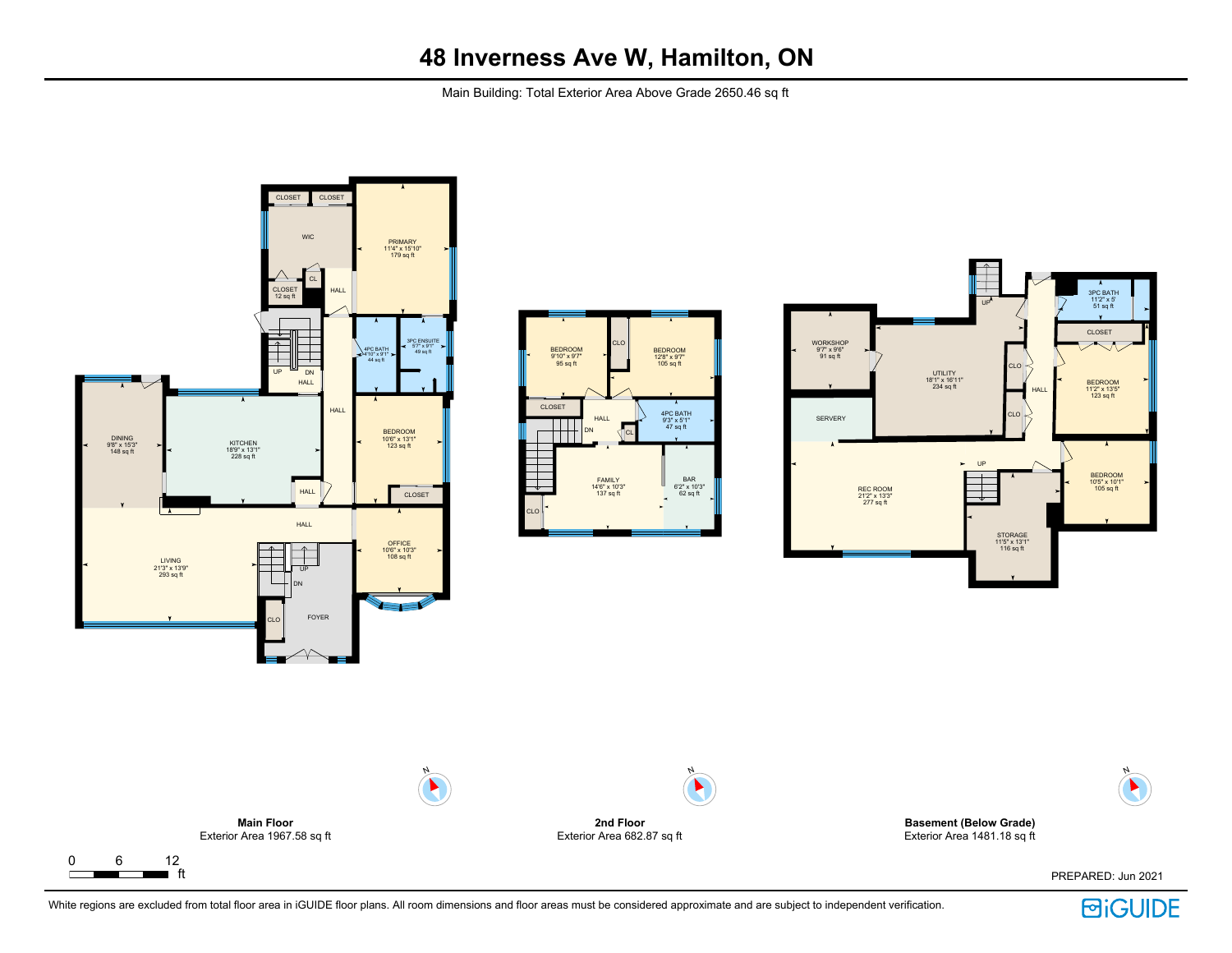# 48 Inverness Ave W, Hamilton, ON

Main Building: Total Exterior Area Above Grade 2650.46 sq ft

CLOSET CLOSET

WIC

PRIMARY
11'4" x 15'10"
179 sq ft

CL

CLOSET
12 sq ft

HALL

4PC BATH
4'10" x 9'1"
44 sq ft

3PC ENSUITE
5'7" x 9'1"
49 sq ft

UP DN
HALL

HALL

DINING
9'8" x 15'3"
148 sq ft

KITCHEN
18'9" x 13'1"
228 sq ft

BEDROOM
10'6" x 13'1"
123 sq ft

HALL

CLOSET

HALL

LIVING
21'3" x 13'9"
293 sq ft

UP
DN

OFFICE
10'6" x 10'3"
108 sq ft

CLO

FOYER

BEDROOM
9'10" x 9'7"
95 sq ft

CLO

BEDROOM
12'8" x 9'7"
105 sq ft

CLOSET

HALL

DN

CL

4PC BATH
9'3" x 5'1"
47 sq ft

FAMILY
14'6" x 10'3"
137 sq ft

BAR
6'2" x 10'3"
62 sq ft

CLO

UP

3PC BATH
11'2" x 5'
51 sq ft

WORKSHOP
9'7" x 9'6"
91 sq ft

UTILITY
18'1" x 16'11"
234 sq ft

CLO

CLOSET

HALL

BEDROOM
11'2" x 13'5"
123 sq ft

SERVERY

CLO

UP

REC ROOM
21'2" x 13'3"
277 sq ft

BEDROOM
10'5" x 10'1"
105 sq ft

STORAGE
11'5" x 13'1"
116 sq ft

N N N

**Main Floor**
Exterior Area 1967.58 sq ft

**2nd Floor**
Exterior Area 682.87 sq ft

**Basement (Below Grade)**
Exterior Area 1481.18 sq ft

0 6 12
ft

PREPARED: Jun 2021

White regions are excluded from total floor area in iGUIDE floor plans. All room dimensions and floor areas must be considered approximate and are subject to independent verification.

iGUIDE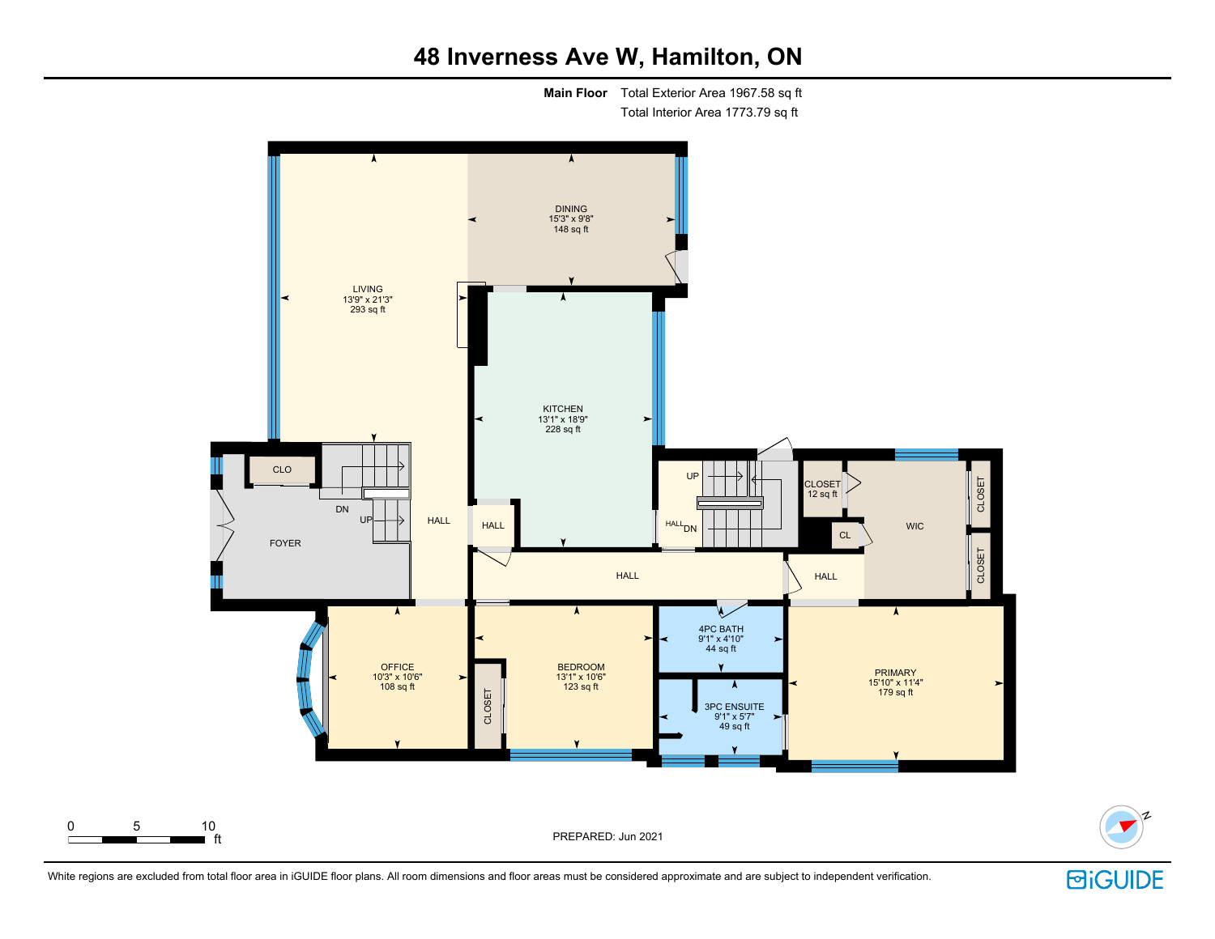# 48 Inverness Ave W, Hamilton, ON

**Main Floor** Total Exterior Area 1967.58 sq ft
Total Interior Area 1773.79 sq ft

DINING
15'3" x 9'8"
148 sq ft

LIVING
13'9" x 21'3"
293 sq ft

KITCHEN
13'1" x 18'9"
228 sq ft

CLO

FOYER

DN

UP

HALL

HALL

UP

HALL DN

CLOSET
12 sq ft

CL

WIC

CLOSET

CLOSET

HALL

HALL

OFFICE
10'3" x 10'6"
108 sq ft

CLOSET

BEDROOM
13'1" x 10'6"
123 sq ft

4PC BATH
9'1" x 4'10"
44 sq ft

3PC ENSUITE
9'1" x 5'7"
49 sq ft

PRIMARY
15'10" x 11'4"
179 sq ft

0 5 10 ft

PREPARED: Jun 2021

White regions are excluded from total floor area in iGUIDE floor plans. All room dimensions and floor areas must be considered approximate and are subject to independent verification.

iGUIDE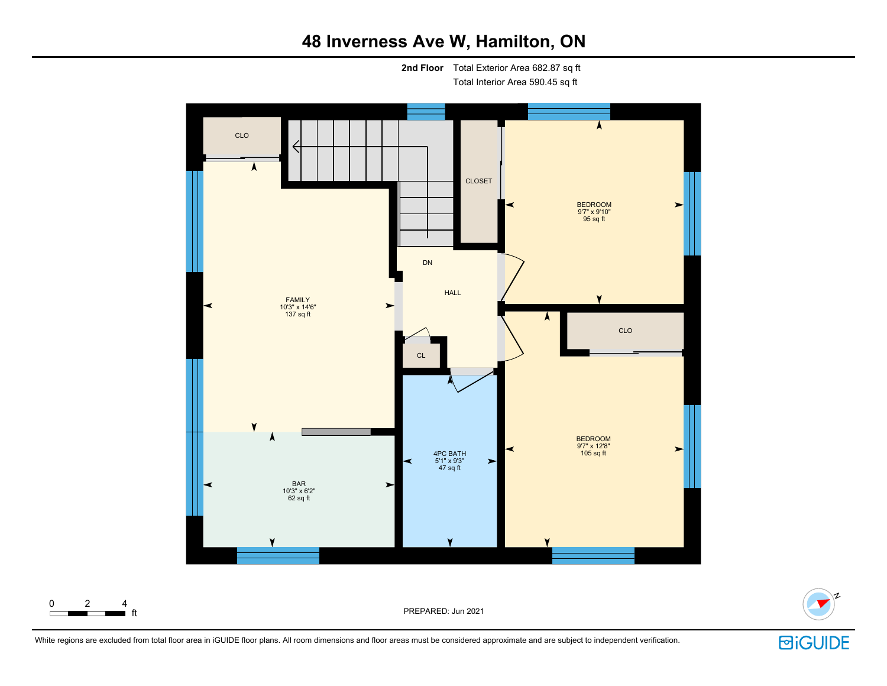# 48 Inverness Ave W, Hamilton, ON

**2nd Floor** Total Exterior Area 682.87 sq ft
Total Interior Area 590.45 sq ft

CLO

CLOSET

BEDROOM
9'7" x 9'10"
95 sq ft

DN

HALL

FAMILY
10'3" x 14'6"
137 sq ft

CL

CLO

4PC BATH
5'1" x 9'3"
47 sq ft

BEDROOM
9'7" x 12'8"
105 sq ft

BAR
10'3" x 6'2"
62 sq ft

0 2 4 ft

PREPARED: Jun 2021

N

White regions are excluded from total floor area in iGUIDE floor plans. All room dimensions and floor areas must be considered approximate and are subject to independent verification.

iGUIDE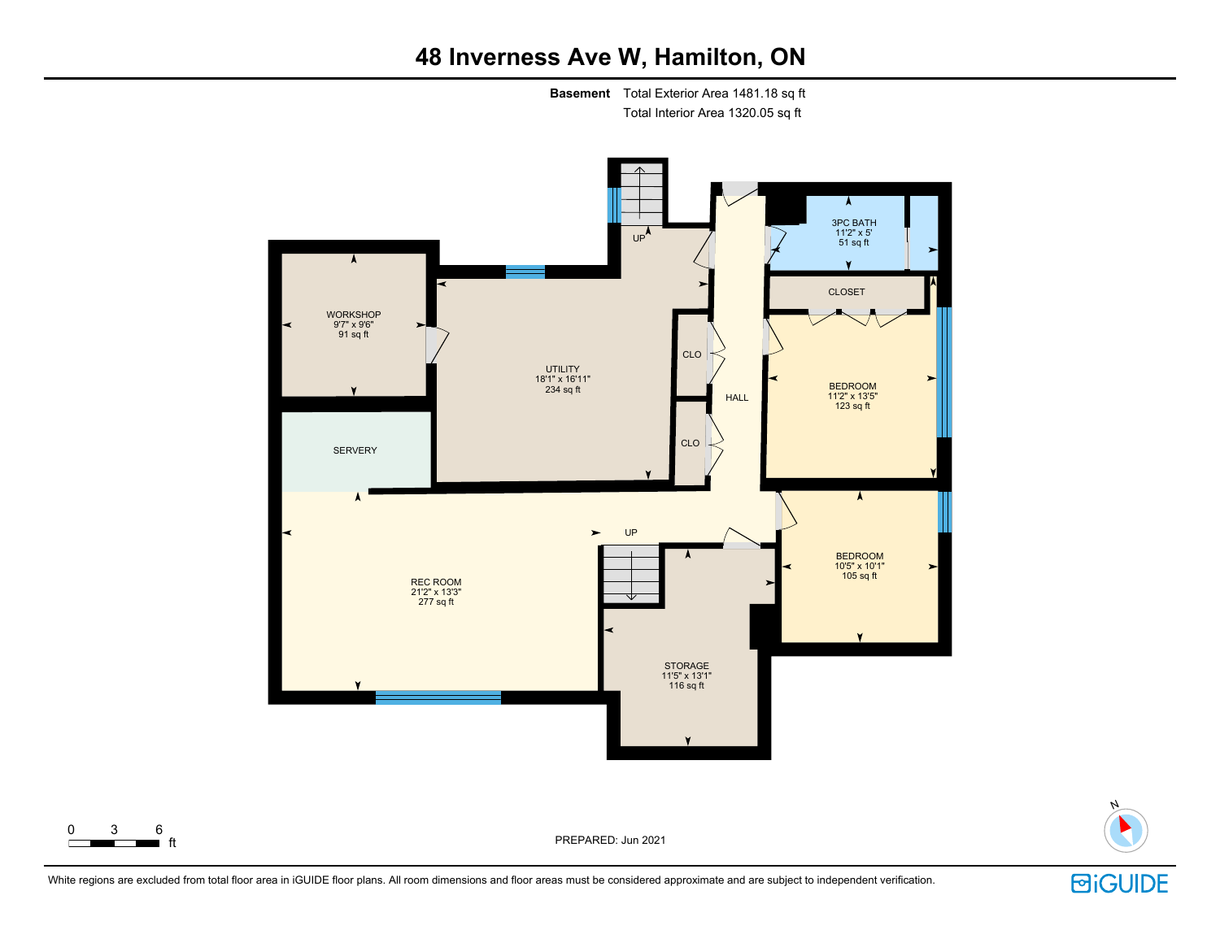# 48 Inverness Ave W, Hamilton, ON

**Basement** Total Exterior Area 1481.18 sq ft
Total Interior Area 1320.05 sq ft

WORKSHOP
9'7" x 9'6"
91 sq ft

UP

UTILITY
18'1" x 16'11"
234 sq ft

CLO

CLO

HALL

3PC BATH
11'2" x 5'
51 sq ft

CLOSET

BEDROOM
11'2" x 13'5"
123 sq ft

SERVERY

UP

REC ROOM
21'2" x 13'3"
277 sq ft

STORAGE
11'5" x 13'1"
116 sq ft

BEDROOM
10'5" x 10'1"
105 sq ft

0 3 6 ft

PREPARED: Jun 2021

N

White regions are excluded from total floor area in iGUIDE floor plans. All room dimensions and floor areas must be considered approximate and are subject to independent verification.

iGUIDE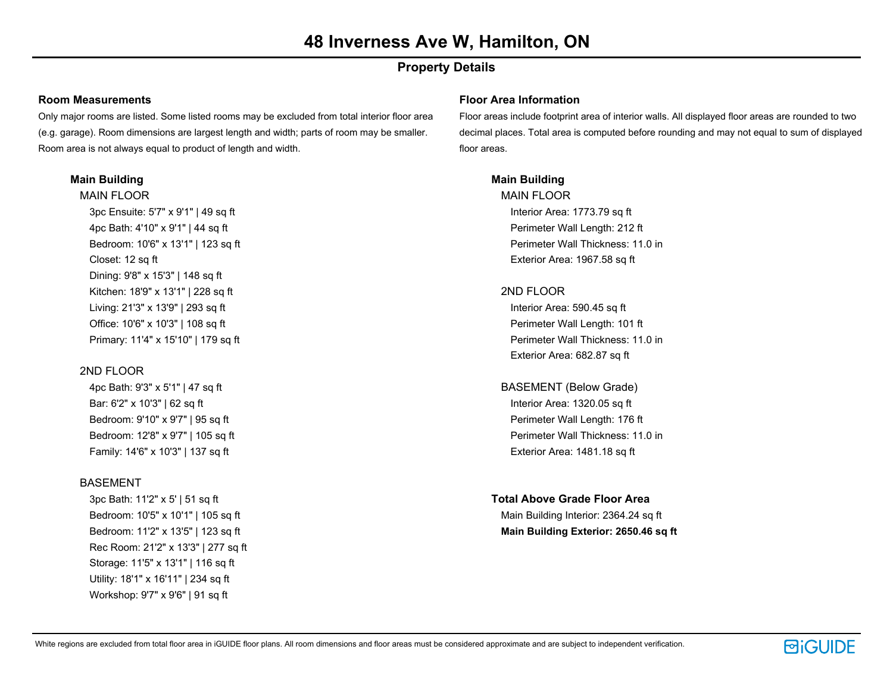# 48 Inverness Ave W, Hamilton, ON

## Property Details

### Room Measurements

Only major rooms are listed. Some listed rooms may be excluded from total interior floor area (e.g. garage). Room dimensions are largest length and width; parts of room may be smaller. Room area is not always equal to product of length and width.

**Main Building**

MAIN FLOOR

- 3pc Ensuite: 5'7" x 9'1" | 49 sq ft
- 4pc Bath: 4'10" x 9'1" | 44 sq ft
- Bedroom: 10'6" x 13'1" | 123 sq ft
- Closet: 12 sq ft
- Dining: 9'8" x 15'3" | 148 sq ft
- Kitchen: 18'9" x 13'1" | 228 sq ft
- Living: 21'3" x 13'9" | 293 sq ft
- Office: 10'6" x 10'3" | 108 sq ft
- Primary: 11'4" x 15'10" | 179 sq ft

2ND FLOOR

- 4pc Bath: 9'3" x 5'1" | 47 sq ft
- Bar: 6'2" x 10'3" | 62 sq ft
- Bedroom: 9'10" x 9'7" | 95 sq ft
- Bedroom: 12'8" x 9'7" | 105 sq ft
- Family: 14'6" x 10'3" | 137 sq ft

BASEMENT

- 3pc Bath: 11'2" x 5' | 51 sq ft
- Bedroom: 10'5" x 10'1" | 105 sq ft
- Bedroom: 11'2" x 13'5" | 123 sq ft
- Rec Room: 21'2" x 13'3" | 277 sq ft
- Storage: 11'5" x 13'1" | 116 sq ft
- Utility: 18'1" x 16'11" | 234 sq ft
- Workshop: 9'7" x 9'6" | 91 sq ft

### Floor Area Information

Floor areas include footprint area of interior walls. All displayed floor areas are rounded to two decimal places. Total area is computed before rounding and may not equal to sum of displayed floor areas.

**Main Building**

MAIN FLOOR

- Interior Area: 1773.79 sq ft
- Perimeter Wall Length: 212 ft
- Perimeter Wall Thickness: 11.0 in
- Exterior Area: 1967.58 sq ft

2ND FLOOR

- Interior Area: 590.45 sq ft
- Perimeter Wall Length: 101 ft
- Perimeter Wall Thickness: 11.0 in
- Exterior Area: 682.87 sq ft

BASEMENT (Below Grade)

- Interior Area: 1320.05 sq ft
- Perimeter Wall Length: 176 ft
- Perimeter Wall Thickness: 11.0 in
- Exterior Area: 1481.18 sq ft

**Total Above Grade Floor Area**

- Main Building Interior: 2364.24 sq ft
- **Main Building Exterior: 2650.46 sq ft**

White regions are excluded from total floor area in iGUIDE floor plans. All room dimensions and floor areas must be considered approximate and are subject to independent verification.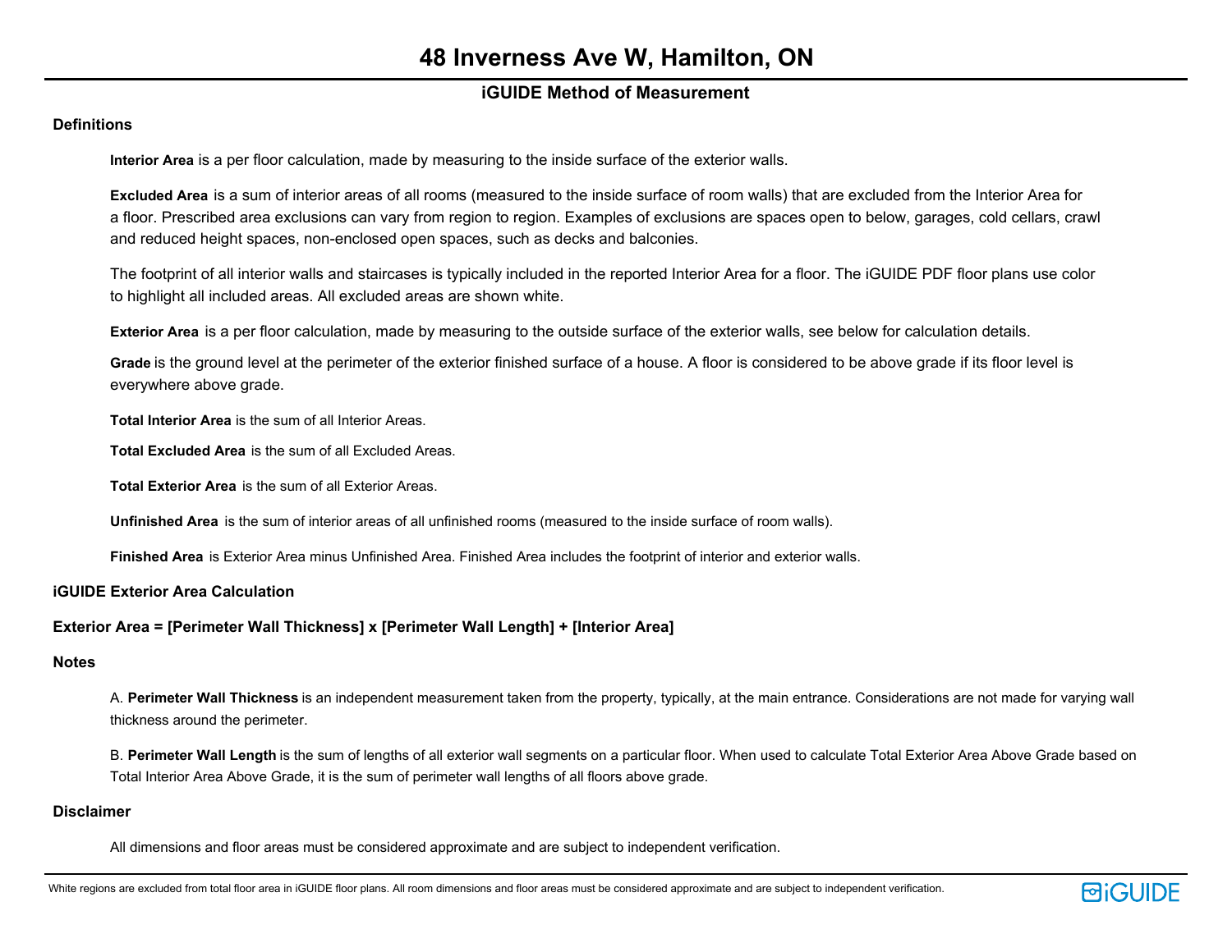# 48 Inverness Ave W, Hamilton, ON

## iGUIDE Method of Measurement

### Definitions

**Interior Area** is a per floor calculation, made by measuring to the inside surface of the exterior walls.

**Excluded Area** is a sum of interior areas of all rooms (measured to the inside surface of room walls) that are excluded from the Interior Area for a floor. Prescribed area exclusions can vary from region to region. Examples of exclusions are spaces open to below, garages, cold cellars, crawl and reduced height spaces, non-enclosed open spaces, such as decks and balconies.

The footprint of all interior walls and staircases is typically included in the reported Interior Area for a floor. The iGUIDE PDF floor plans use color to highlight all included areas. All excluded areas are shown white.

**Exterior Area** is a per floor calculation, made by measuring to the outside surface of the exterior walls, see below for calculation details.

**Grade** is the ground level at the perimeter of the exterior finished surface of a house. A floor is considered to be above grade if its floor level is everywhere above grade.

**Total Interior Area** is the sum of all Interior Areas.

**Total Excluded Area** is the sum of all Excluded Areas.

**Total Exterior Area** is the sum of all Exterior Areas.

**Unfinished Area** is the sum of interior areas of all unfinished rooms (measured to the inside surface of room walls).

**Finished Area** is Exterior Area minus Unfinished Area. Finished Area includes the footprint of interior and exterior walls.

### iGUIDE Exterior Area Calculation

**Exterior Area = [Perimeter Wall Thickness] x [Perimeter Wall Length] + [Interior Area]**

### Notes

A. **Perimeter Wall Thickness** is an independent measurement taken from the property, typically, at the main entrance. Considerations are not made for varying wall thickness around the perimeter.

B. **Perimeter Wall Length** is the sum of lengths of all exterior wall segments on a particular floor. When used to calculate Total Exterior Area Above Grade based on Total Interior Area Above Grade, it is the sum of perimeter wall lengths of all floors above grade.

### Disclaimer

All dimensions and floor areas must be considered approximate and are subject to independent verification.